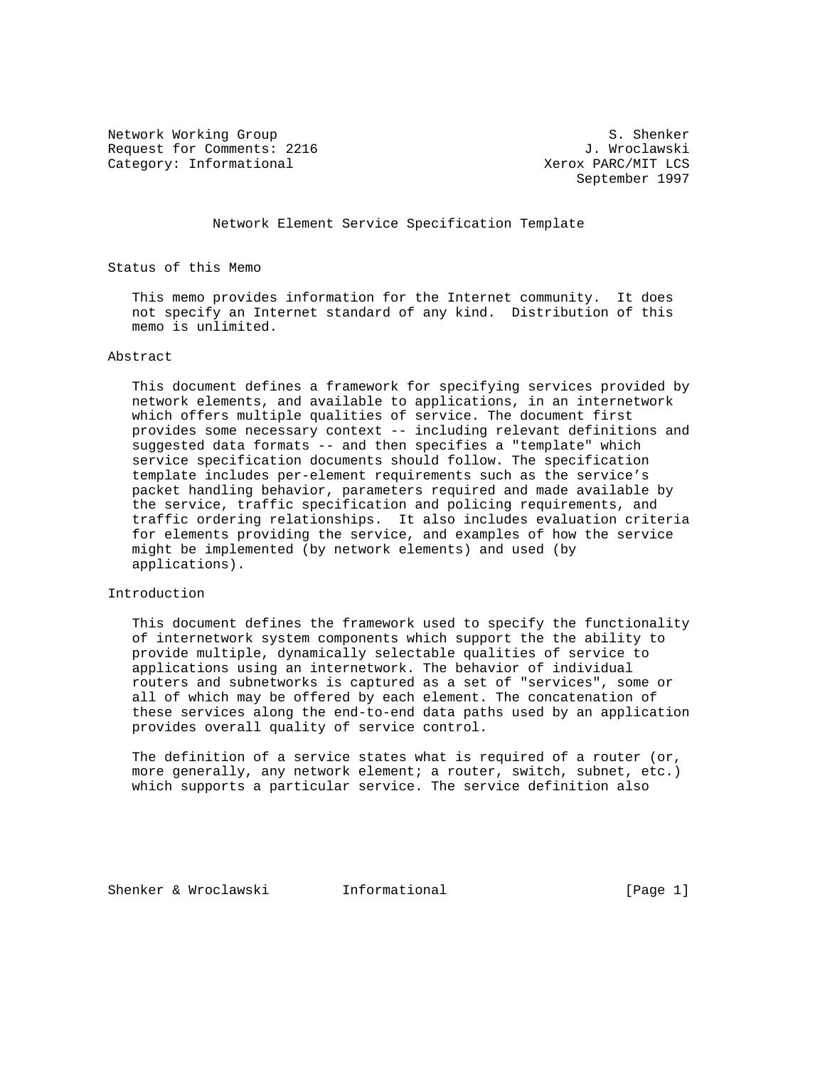Network Working Group S. Shenker
Request for Comments: 2216 J. Wroclawski
Category: Informational Xerox PARC/MIT LCS
September 1997

# Network Element Service Specification Template

## Status of this Memo

This memo provides information for the Internet community. It does not specify an Internet standard of any kind. Distribution of this memo is unlimited.

## Abstract

This document defines a framework for specifying services provided by network elements, and available to applications, in an internetwork which offers multiple qualities of service. The document first provides some necessary context -- including relevant definitions and suggested data formats -- and then specifies a "template" which service specification documents should follow. The specification template includes per-element requirements such as the service's packet handling behavior, parameters required and made available by the service, traffic specification and policing requirements, and traffic ordering relationships. It also includes evaluation criteria for elements providing the service, and examples of how the service might be implemented (by network elements) and used (by applications).

## Introduction

This document defines the framework used to specify the functionality of internetwork system components which support the the ability to provide multiple, dynamically selectable qualities of service to applications using an internetwork. The behavior of individual routers and subnetworks is captured as a set of "services", some or all of which may be offered by each element. The concatenation of these services along the end-to-end data paths used by an application provides overall quality of service control.

The definition of a service states what is required of a router (or, more generally, any network element; a router, switch, subnet, etc.) which supports a particular service. The service definition also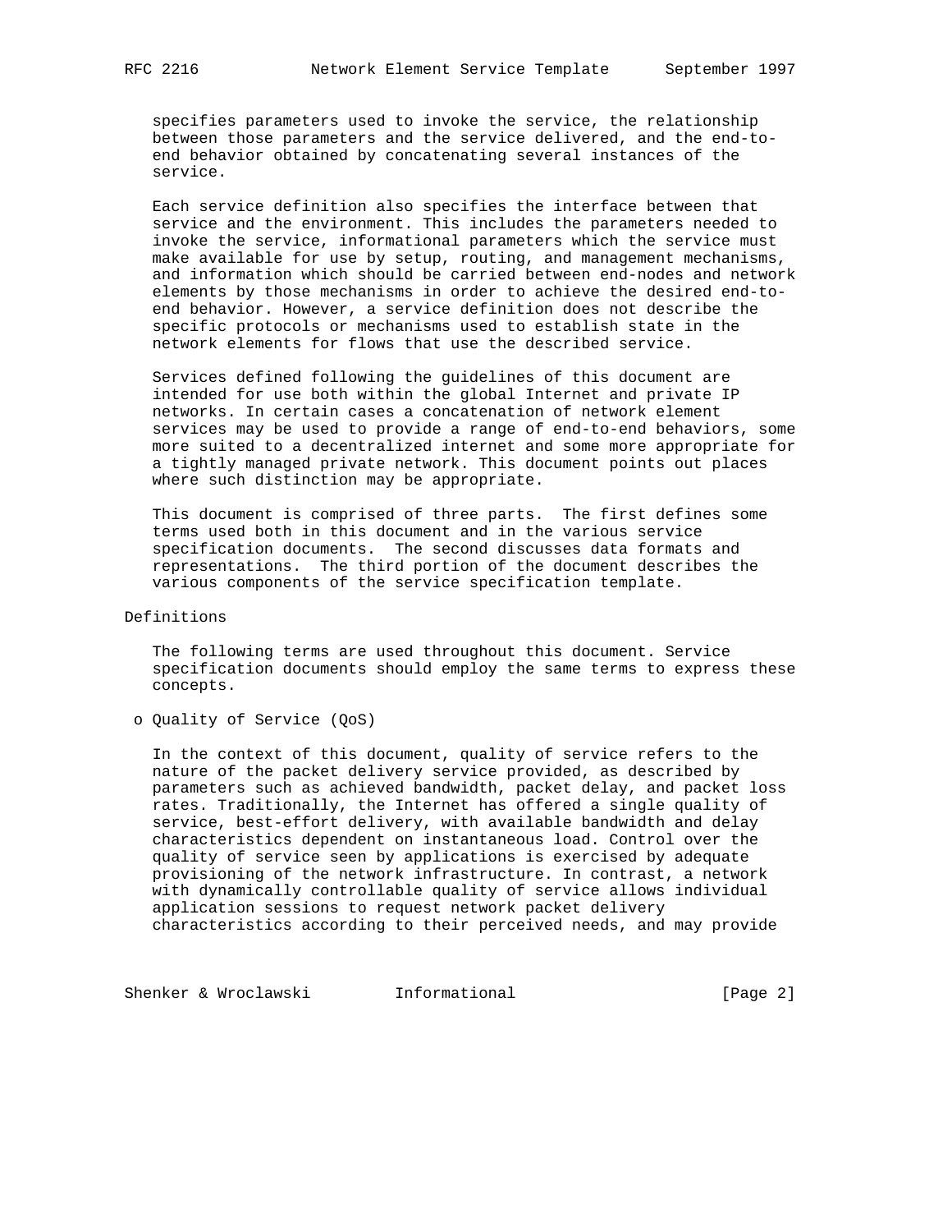specifies parameters used to invoke the service, the relationship between those parameters and the service delivered, and the end-to-end behavior obtained by concatenating several instances of the service.

Each service definition also specifies the interface between that service and the environment. This includes the parameters needed to invoke the service, informational parameters which the service must make available for use by setup, routing, and management mechanisms, and information which should be carried between end-nodes and network elements by those mechanisms in order to achieve the desired end-to-end behavior. However, a service definition does not describe the specific protocols or mechanisms used to establish state in the network elements for flows that use the described service.

Services defined following the guidelines of this document are intended for use both within the global Internet and private IP networks. In certain cases a concatenation of network element services may be used to provide a range of end-to-end behaviors, some more suited to a decentralized internet and some more appropriate for a tightly managed private network. This document points out places where such distinction may be appropriate.

This document is comprised of three parts. The first defines some terms used both in this document and in the various service specification documents. The second discusses data formats and representations. The third portion of the document describes the various components of the service specification template.

# Definitions

The following terms are used throughout this document. Service specification documents should employ the same terms to express these concepts.

- Quality of Service (QoS)

  In the context of this document, quality of service refers to the nature of the packet delivery service provided, as described by parameters such as achieved bandwidth, packet delay, and packet loss rates. Traditionally, the Internet has offered a single quality of service, best-effort delivery, with available bandwidth and delay characteristics dependent on instantaneous load. Control over the quality of service seen by applications is exercised by adequate provisioning of the network infrastructure. In contrast, a network with dynamically controllable quality of service allows individual application sessions to request network packet delivery characteristics according to their perceived needs, and may provide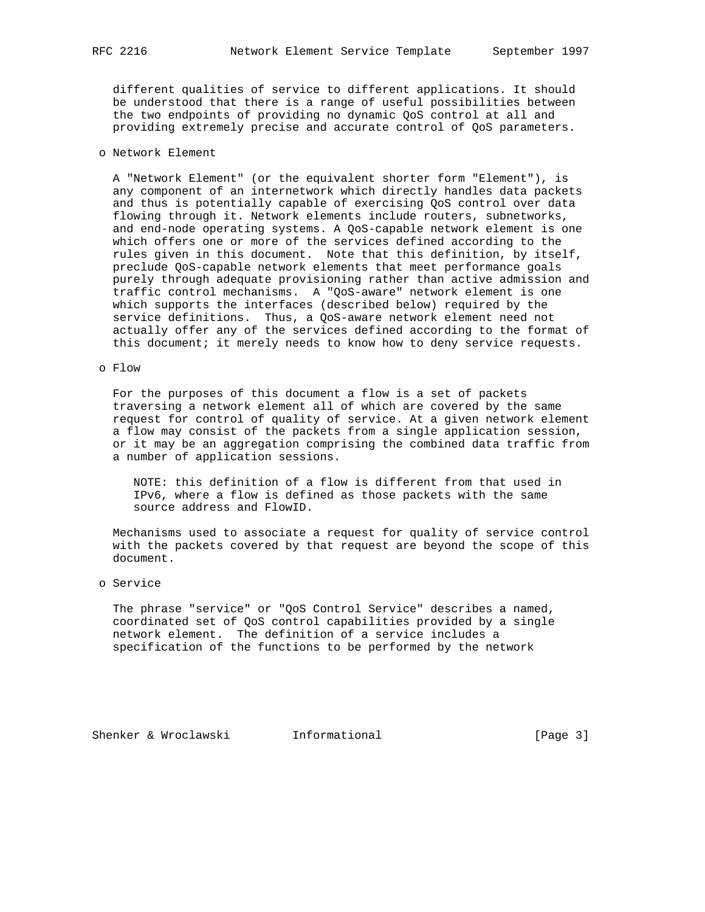different qualities of service to different applications. It should be understood that there is a range of useful possibilities between the two endpoints of providing no dynamic QoS control at all and providing extremely precise and accurate control of QoS parameters.

- Network Element

  A "Network Element" (or the equivalent shorter form "Element"), is any component of an internetwork which directly handles data packets and thus is potentially capable of exercising QoS control over data flowing through it. Network elements include routers, subnetworks, and end-node operating systems. A QoS-capable network element is one which offers one or more of the services defined according to the rules given in this document. Note that this definition, by itself, preclude QoS-capable network elements that meet performance goals purely through adequate provisioning rather than active admission and traffic control mechanisms. A "QoS-aware" network element is one which supports the interfaces (described below) required by the service definitions. Thus, a QoS-aware network element need not actually offer any of the services defined according to the format of this document; it merely needs to know how to deny service requests.

- Flow

  For the purposes of this document a flow is a set of packets traversing a network element all of which are covered by the same request for control of quality of service. At a given network element a flow may consist of the packets from a single application session, or it may be an aggregation comprising the combined data traffic from a number of application sessions.

  > NOTE: this definition of a flow is different from that used in IPv6, where a flow is defined as those packets with the same source address and FlowID.

  Mechanisms used to associate a request for quality of service control with the packets covered by that request are beyond the scope of this document.

- Service

  The phrase "service" or "QoS Control Service" describes a named, coordinated set of QoS control capabilities provided by a single network element. The definition of a service includes a specification of the functions to be performed by the network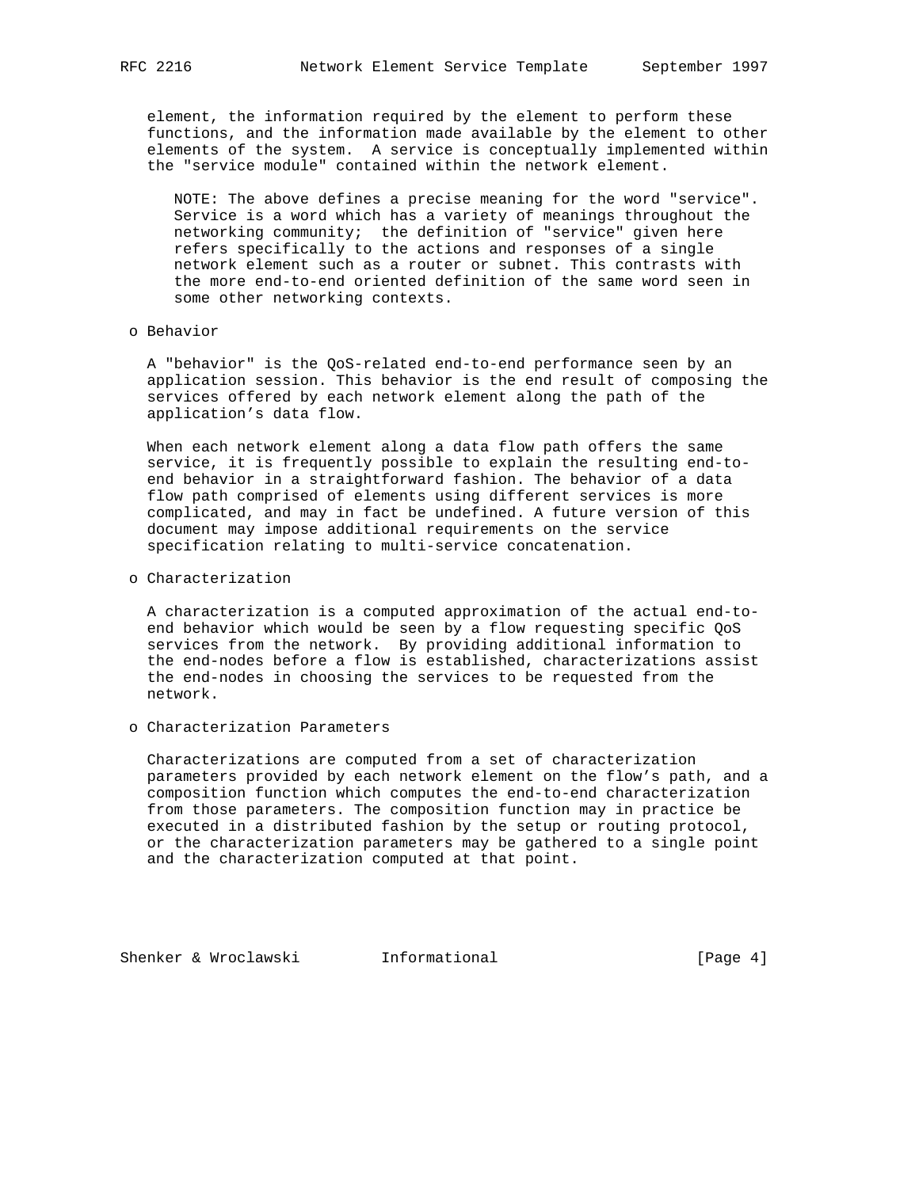element, the information required by the element to perform these functions, and the information made available by the element to other elements of the system. A service is conceptually implemented within the "service module" contained within the network element.

NOTE: The above defines a precise meaning for the word "service". Service is a word which has a variety of meanings throughout the networking community; the definition of "service" given here refers specifically to the actions and responses of a single network element such as a router or subnet. This contrasts with the more end-to-end oriented definition of the same word seen in some other networking contexts.

- Behavior

  A "behavior" is the QoS-related end-to-end performance seen by an application session. This behavior is the end result of composing the services offered by each network element along the path of the application's data flow.

  When each network element along a data flow path offers the same service, it is frequently possible to explain the resulting end-to-end behavior in a straightforward fashion. The behavior of a data flow path comprised of elements using different services is more complicated, and may in fact be undefined. A future version of this document may impose additional requirements on the service specification relating to multi-service concatenation.

- Characterization

  A characterization is a computed approximation of the actual end-to-end behavior which would be seen by a flow requesting specific QoS services from the network. By providing additional information to the end-nodes before a flow is established, characterizations assist the end-nodes in choosing the services to be requested from the network.

- Characterization Parameters

  Characterizations are computed from a set of characterization parameters provided by each network element on the flow's path, and a composition function which computes the end-to-end characterization from those parameters. The composition function may in practice be executed in a distributed fashion by the setup or routing protocol, or the characterization parameters may be gathered to a single point and the characterization computed at that point.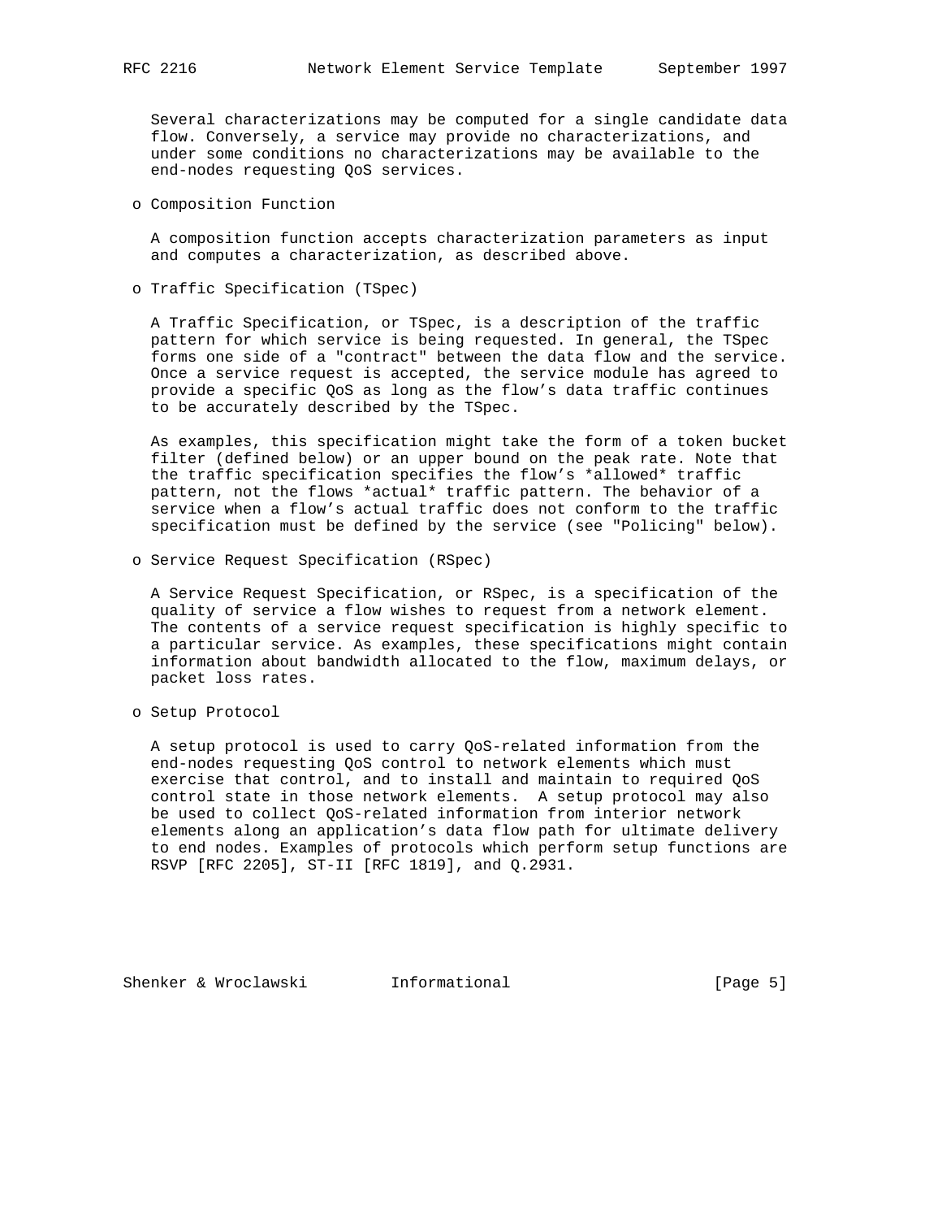Several characterizations may be computed for a single candidate data flow. Conversely, a service may provide no characterizations, and under some conditions no characterizations may be available to the end-nodes requesting QoS services.

- Composition Function

  A composition function accepts characterization parameters as input and computes a characterization, as described above.

- Traffic Specification (TSpec)

  A Traffic Specification, or TSpec, is a description of the traffic pattern for which service is being requested. In general, the TSpec forms one side of a "contract" between the data flow and the service. Once a service request is accepted, the service module has agreed to provide a specific QoS as long as the flow's data traffic continues to be accurately described by the TSpec.

  As examples, this specification might take the form of a token bucket filter (defined below) or an upper bound on the peak rate. Note that the traffic specification specifies the flow's *allowed* traffic pattern, not the flows *actual* traffic pattern. The behavior of a service when a flow's actual traffic does not conform to the traffic specification must be defined by the service (see "Policing" below).

- Service Request Specification (RSpec)

  A Service Request Specification, or RSpec, is a specification of the quality of service a flow wishes to request from a network element. The contents of a service request specification is highly specific to a particular service. As examples, these specifications might contain information about bandwidth allocated to the flow, maximum delays, or packet loss rates.

- Setup Protocol

  A setup protocol is used to carry QoS-related information from the end-nodes requesting QoS control to network elements which must exercise that control, and to install and maintain to required QoS control state in those network elements. A setup protocol may also be used to collect QoS-related information from interior network elements along an application's data flow path for ultimate delivery to end nodes. Examples of protocols which perform setup functions are RSVP [RFC 2205], ST-II [RFC 1819], and Q.2931.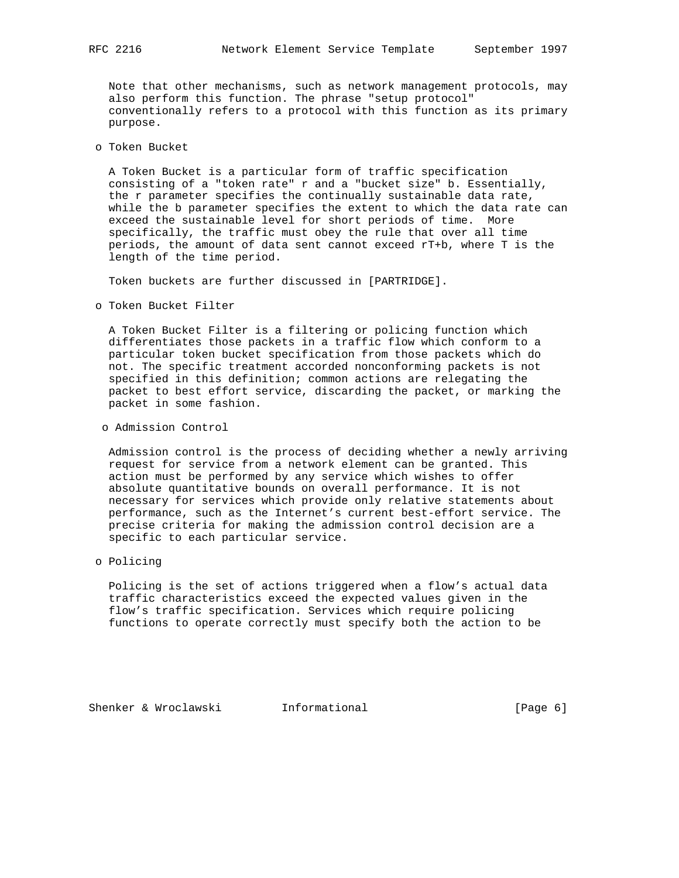Note that other mechanisms, such as network management protocols, may also perform this function. The phrase "setup protocol" conventionally refers to a protocol with this function as its primary purpose.

- Token Bucket

  A Token Bucket is a particular form of traffic specification consisting of a "token rate" r and a "bucket size" b. Essentially, the r parameter specifies the continually sustainable data rate, while the b parameter specifies the extent to which the data rate can exceed the sustainable level for short periods of time. More specifically, the traffic must obey the rule that over all time periods, the amount of data sent cannot exceed rT+b, where T is the length of the time period.

  Token buckets are further discussed in [PARTRIDGE].

- Token Bucket Filter

  A Token Bucket Filter is a filtering or policing function which differentiates those packets in a traffic flow which conform to a particular token bucket specification from those packets which do not. The specific treatment accorded nonconforming packets is not specified in this definition; common actions are relegating the packet to best effort service, discarding the packet, or marking the packet in some fashion.

- Admission Control

  Admission control is the process of deciding whether a newly arriving request for service from a network element can be granted. This action must be performed by any service which wishes to offer absolute quantitative bounds on overall performance. It is not necessary for services which provide only relative statements about performance, such as the Internet's current best-effort service. The precise criteria for making the admission control decision are a specific to each particular service.

- Policing

  Policing is the set of actions triggered when a flow's actual data traffic characteristics exceed the expected values given in the flow's traffic specification. Services which require policing functions to operate correctly must specify both the action to be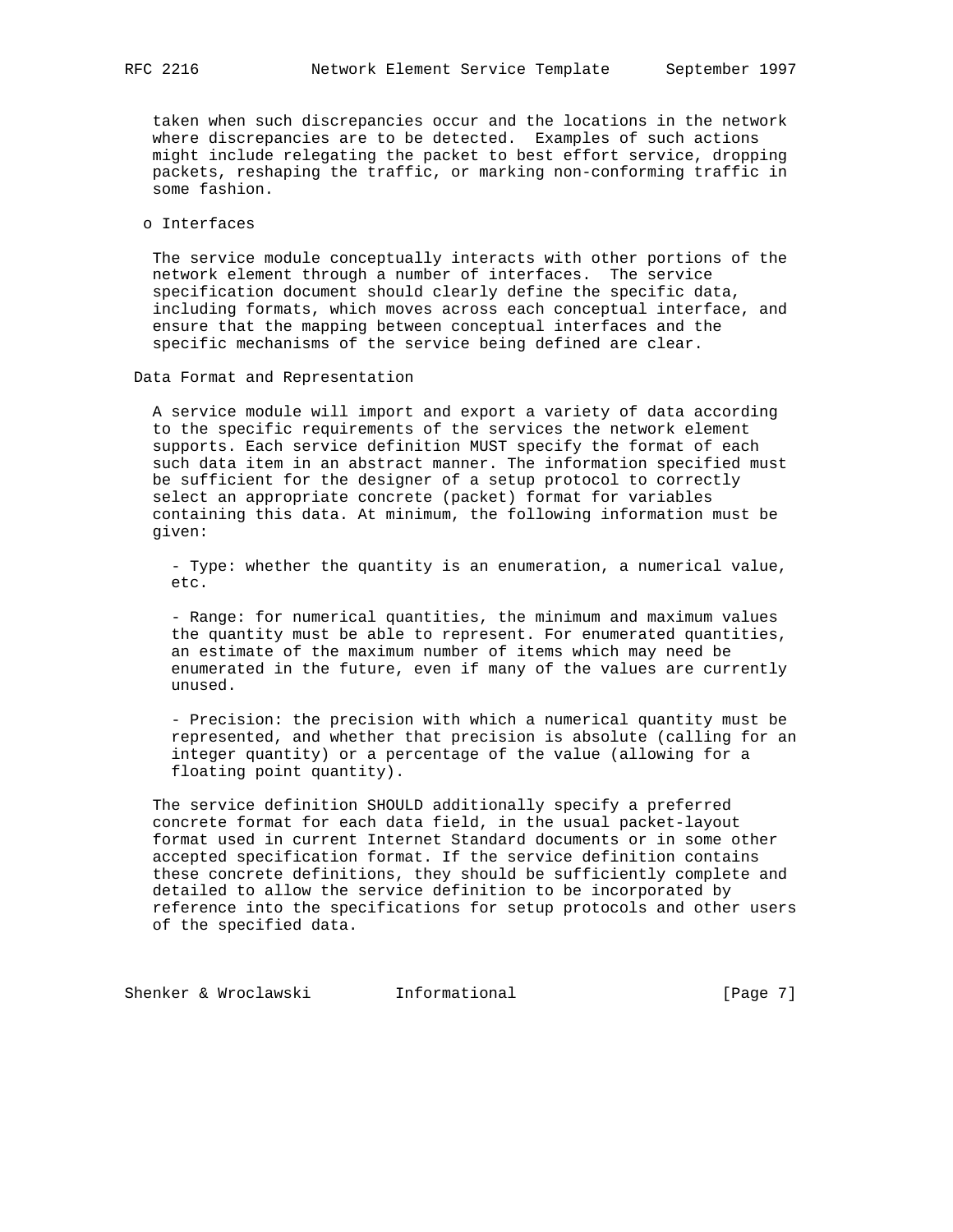taken when such discrepancies occur and the locations in the network where discrepancies are to be detected. Examples of such actions might include relegating the packet to best effort service, dropping packets, reshaping the traffic, or marking non-conforming traffic in some fashion.

o Interfaces

The service module conceptually interacts with other portions of the network element through a number of interfaces. The service specification document should clearly define the specific data, including formats, which moves across each conceptual interface, and ensure that the mapping between conceptual interfaces and the specific mechanisms of the service being defined are clear.

## Data Format and Representation

A service module will import and export a variety of data according to the specific requirements of the services the network element supports. Each service definition MUST specify the format of each such data item in an abstract manner. The information specified must be sufficient for the designer of a setup protocol to correctly select an appropriate concrete (packet) format for variables containing this data. At minimum, the following information must be given:

- Type: whether the quantity is an enumeration, a numerical value, etc.

- Range: for numerical quantities, the minimum and maximum values the quantity must be able to represent. For enumerated quantities, an estimate of the maximum number of items which may need be enumerated in the future, even if many of the values are currently unused.

- Precision: the precision with which a numerical quantity must be represented, and whether that precision is absolute (calling for an integer quantity) or a percentage of the value (allowing for a floating point quantity).

The service definition SHOULD additionally specify a preferred concrete format for each data field, in the usual packet-layout format used in current Internet Standard documents or in some other accepted specification format. If the service definition contains these concrete definitions, they should be sufficiently complete and detailed to allow the service definition to be incorporated by reference into the specifications for setup protocols and other users of the specified data.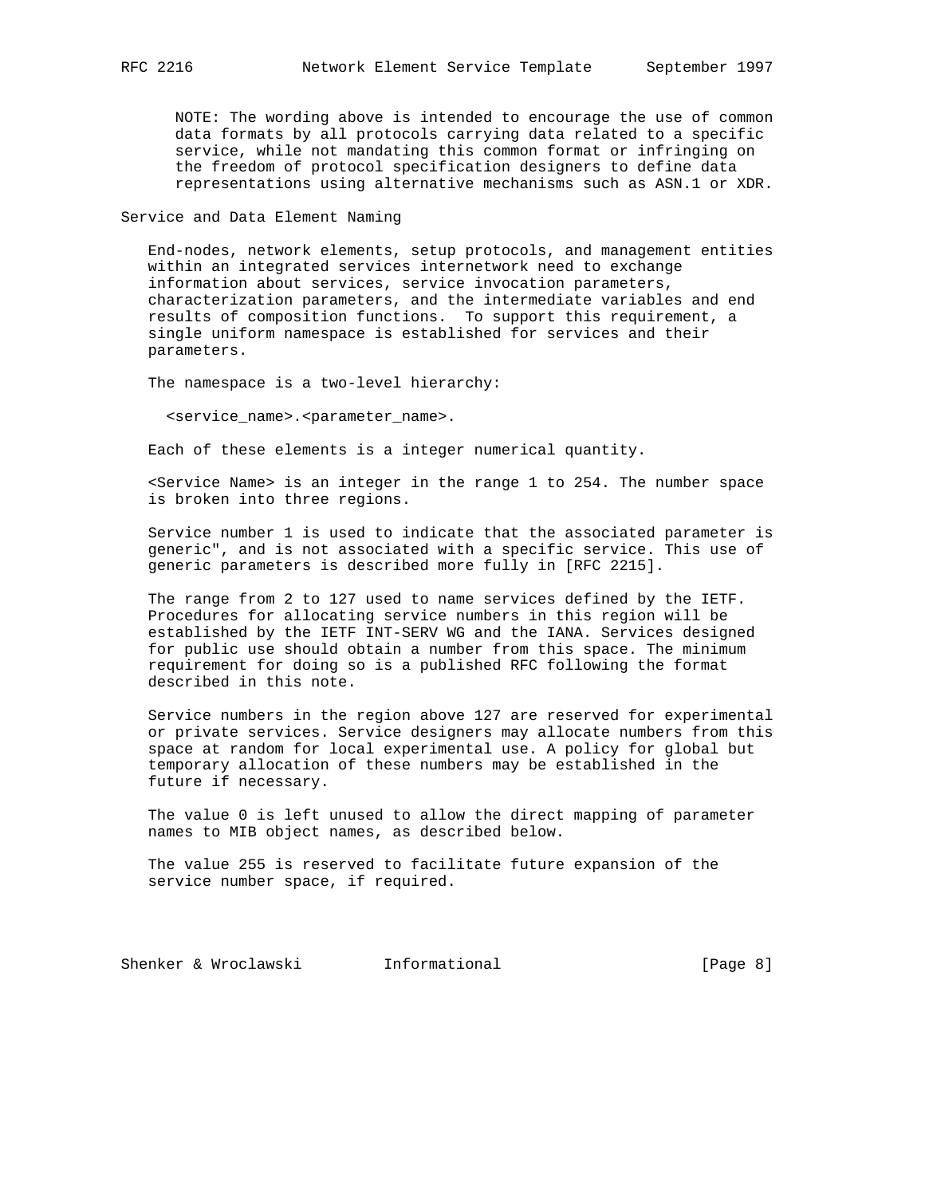NOTE: The wording above is intended to encourage the use of common data formats by all protocols carrying data related to a specific service, while not mandating this common format or infringing on the freedom of protocol specification designers to define data representations using alternative mechanisms such as ASN.1 or XDR.

## Service and Data Element Naming

End-nodes, network elements, setup protocols, and management entities within an integrated services internetwork need to exchange information about services, service invocation parameters, characterization parameters, and the intermediate variables and end results of composition functions. To support this requirement, a single uniform namespace is established for services and their parameters.

The namespace is a two-level hierarchy:

```
<service_name>.<parameter_name>.
```

Each of these elements is a integer numerical quantity.

<Service Name> is an integer in the range 1 to 254. The number space is broken into three regions.

Service number 1 is used to indicate that the associated parameter is generic", and is not associated with a specific service. This use of generic parameters is described more fully in [RFC 2215].

The range from 2 to 127 used to name services defined by the IETF. Procedures for allocating service numbers in this region will be established by the IETF INT-SERV WG and the IANA. Services designed for public use should obtain a number from this space. The minimum requirement for doing so is a published RFC following the format described in this note.

Service numbers in the region above 127 are reserved for experimental or private services. Service designers may allocate numbers from this space at random for local experimental use. A policy for global but temporary allocation of these numbers may be established in the future if necessary.

The value 0 is left unused to allow the direct mapping of parameter names to MIB object names, as described below.

The value 255 is reserved to facilitate future expansion of the service number space, if required.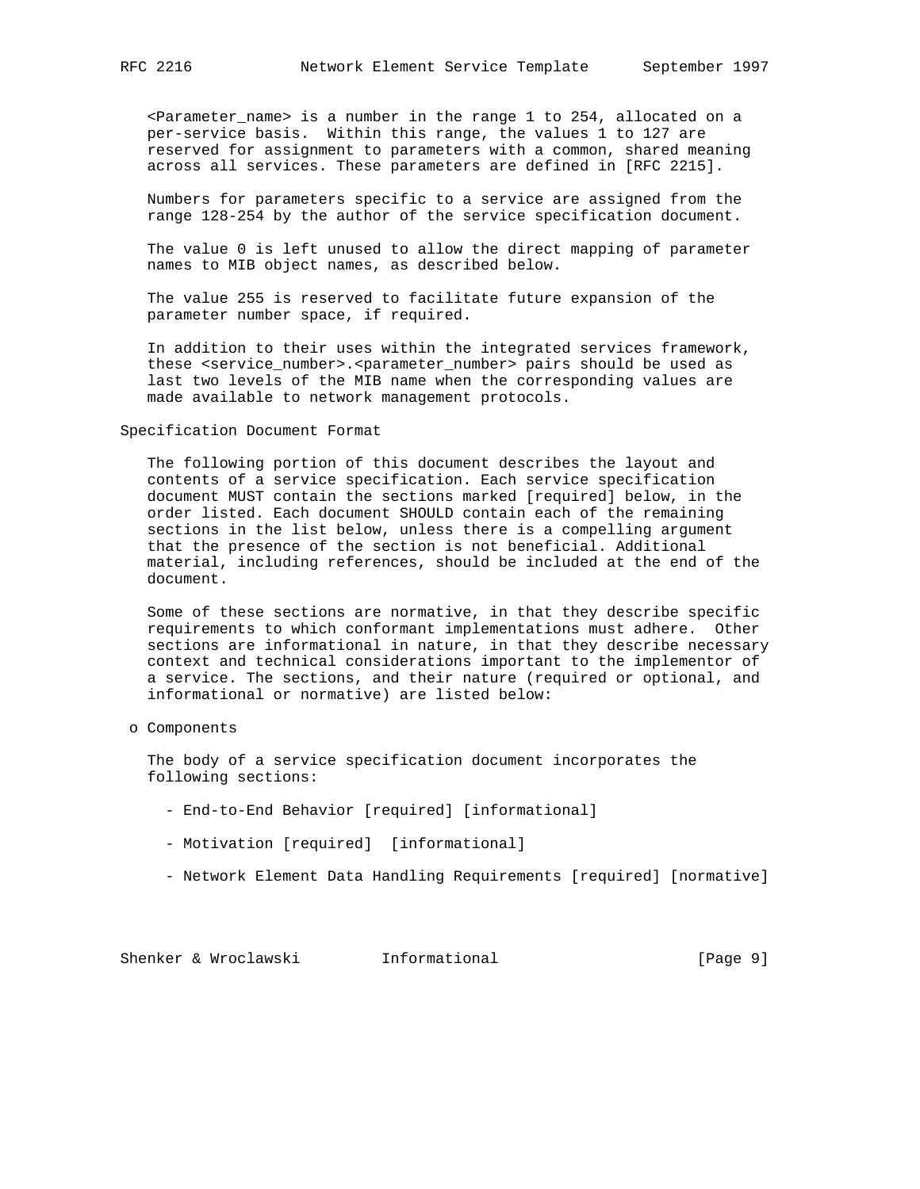<Parameter_name> is a number in the range 1 to 254, allocated on a per-service basis. Within this range, the values 1 to 127 are reserved for assignment to parameters with a common, shared meaning across all services. These parameters are defined in [RFC 2215].

Numbers for parameters specific to a service are assigned from the range 128-254 by the author of the service specification document.

The value 0 is left unused to allow the direct mapping of parameter names to MIB object names, as described below.

The value 255 is reserved to facilitate future expansion of the parameter number space, if required.

In addition to their uses within the integrated services framework, these <service_number>.<parameter_number> pairs should be used as last two levels of the MIB name when the corresponding values are made available to network management protocols.

## Specification Document Format

The following portion of this document describes the layout and contents of a service specification. Each service specification document MUST contain the sections marked [required] below, in the order listed. Each document SHOULD contain each of the remaining sections in the list below, unless there is a compelling argument that the presence of the section is not beneficial. Additional material, including references, should be included at the end of the document.

Some of these sections are normative, in that they describe specific requirements to which conformant implementations must adhere. Other sections are informational in nature, in that they describe necessary context and technical considerations important to the implementor of a service. The sections, and their nature (required or optional, and informational or normative) are listed below:

- Components

  The body of a service specification document incorporates the following sections:

  - End-to-End Behavior [required] [informational]

  - Motivation [required] [informational]

  - Network Element Data Handling Requirements [required] [normative]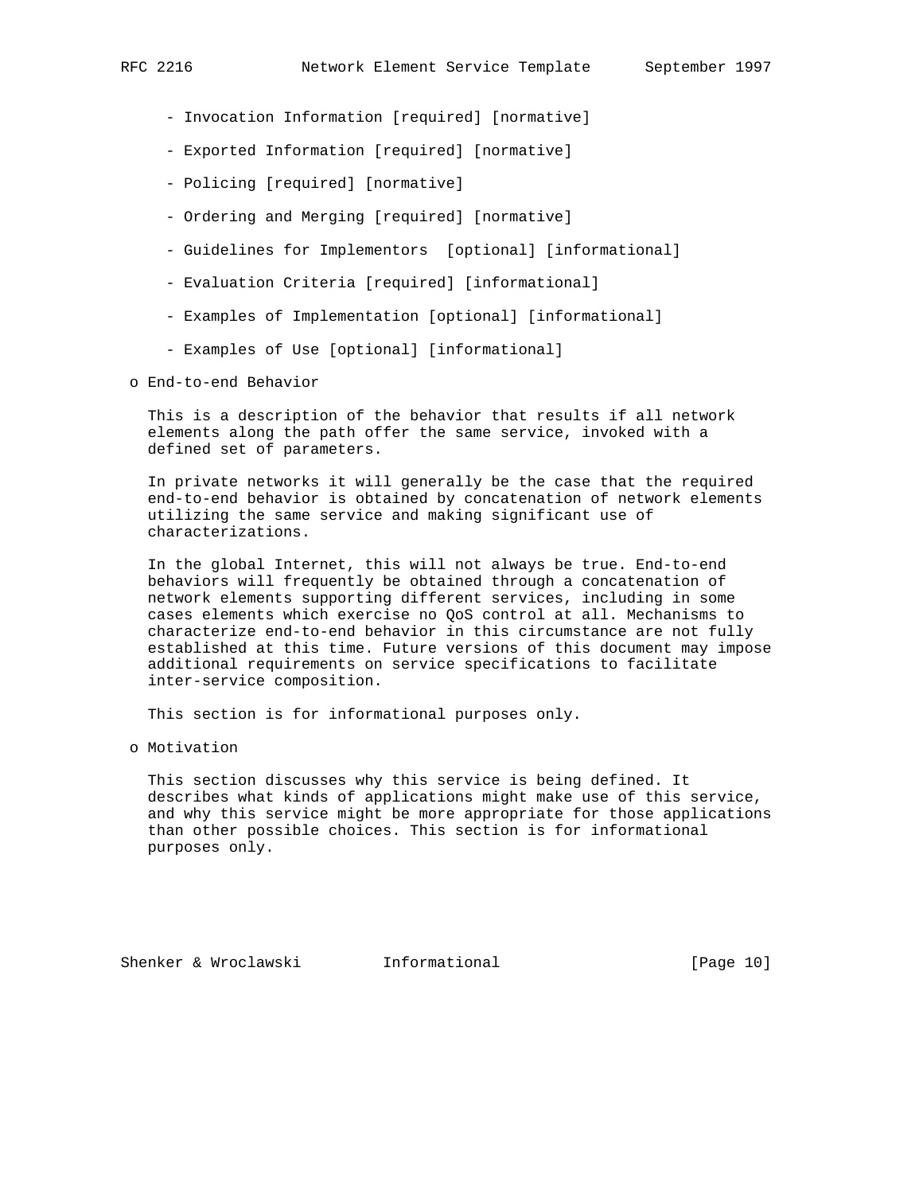- Invocation Information [required] [normative]
- Exported Information [required] [normative]
- Policing [required] [normative]
- Ordering and Merging [required] [normative]
- Guidelines for Implementors [optional] [informational]
- Evaluation Criteria [required] [informational]
- Examples of Implementation [optional] [informational]
- Examples of Use [optional] [informational]

o End-to-end Behavior

This is a description of the behavior that results if all network elements along the path offer the same service, invoked with a defined set of parameters.

In private networks it will generally be the case that the required end-to-end behavior is obtained by concatenation of network elements utilizing the same service and making significant use of characterizations.

In the global Internet, this will not always be true. End-to-end behaviors will frequently be obtained through a concatenation of network elements supporting different services, including in some cases elements which exercise no QoS control at all. Mechanisms to characterize end-to-end behavior in this circumstance are not fully established at this time. Future versions of this document may impose additional requirements on service specifications to facilitate inter-service composition.

This section is for informational purposes only.

o Motivation

This section discusses why this service is being defined. It describes what kinds of applications might make use of this service, and why this service might be more appropriate for those applications than other possible choices. This section is for informational purposes only.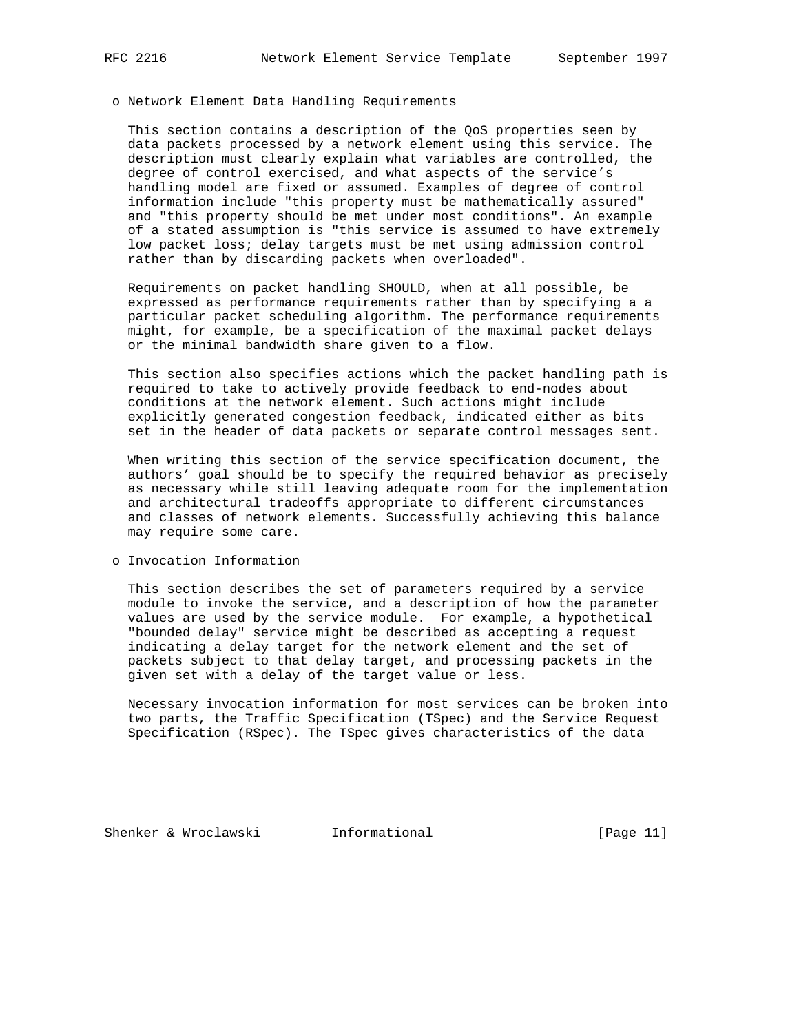- Network Element Data Handling Requirements

  This section contains a description of the QoS properties seen by data packets processed by a network element using this service. The description must clearly explain what variables are controlled, the degree of control exercised, and what aspects of the service's handling model are fixed or assumed. Examples of degree of control information include "this property must be mathematically assured" and "this property should be met under most conditions". An example of a stated assumption is "this service is assumed to have extremely low packet loss; delay targets must be met using admission control rather than by discarding packets when overloaded".

  Requirements on packet handling SHOULD, when at all possible, be expressed as performance requirements rather than by specifying a a particular packet scheduling algorithm. The performance requirements might, for example, be a specification of the maximal packet delays or the minimal bandwidth share given to a flow.

  This section also specifies actions which the packet handling path is required to take to actively provide feedback to end-nodes about conditions at the network element. Such actions might include explicitly generated congestion feedback, indicated either as bits set in the header of data packets or separate control messages sent.

  When writing this section of the service specification document, the authors' goal should be to specify the required behavior as precisely as necessary while still leaving adequate room for the implementation and architectural tradeoffs appropriate to different circumstances and classes of network elements. Successfully achieving this balance may require some care.

- Invocation Information

  This section describes the set of parameters required by a service module to invoke the service, and a description of how the parameter values are used by the service module. For example, a hypothetical "bounded delay" service might be described as accepting a request indicating a delay target for the network element and the set of packets subject to that delay target, and processing packets in the given set with a delay of the target value or less.

  Necessary invocation information for most services can be broken into two parts, the Traffic Specification (TSpec) and the Service Request Specification (RSpec). The TSpec gives characteristics of the data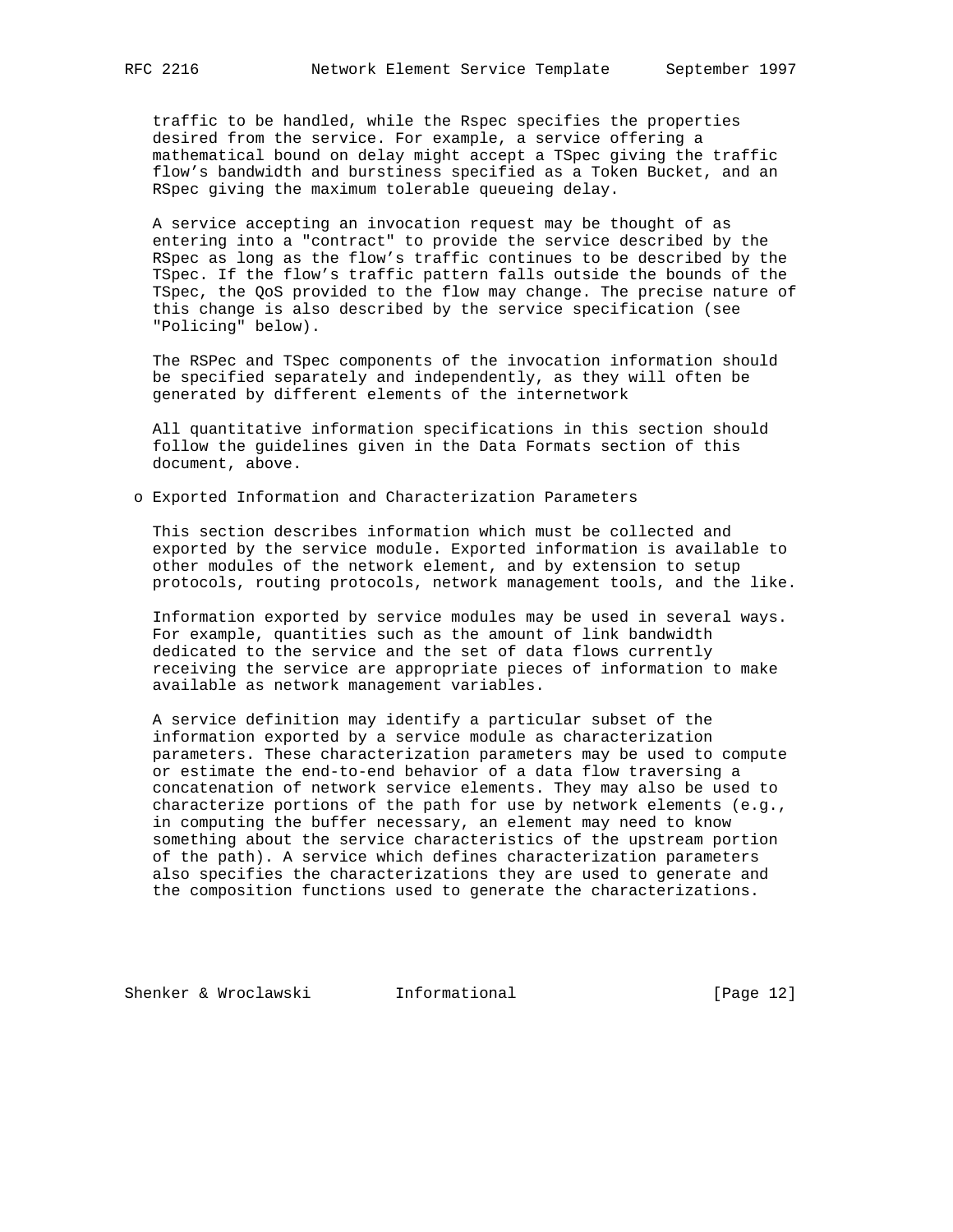traffic to be handled, while the Rspec specifies the properties desired from the service. For example, a service offering a mathematical bound on delay might accept a TSpec giving the traffic flow's bandwidth and burstiness specified as a Token Bucket, and an RSpec giving the maximum tolerable queueing delay.

A service accepting an invocation request may be thought of as entering into a "contract" to provide the service described by the RSpec as long as the flow's traffic continues to be described by the TSpec. If the flow's traffic pattern falls outside the bounds of the TSpec, the QoS provided to the flow may change. The precise nature of this change is also described by the service specification (see "Policing" below).

The RSPec and TSpec components of the invocation information should be specified separately and independently, as they will often be generated by different elements of the internetwork

All quantitative information specifications in this section should follow the guidelines given in the Data Formats section of this document, above.

- Exported Information and Characterization Parameters

  This section describes information which must be collected and exported by the service module. Exported information is available to other modules of the network element, and by extension to setup protocols, routing protocols, network management tools, and the like.

  Information exported by service modules may be used in several ways. For example, quantities such as the amount of link bandwidth dedicated to the service and the set of data flows currently receiving the service are appropriate pieces of information to make available as network management variables.

  A service definition may identify a particular subset of the information exported by a service module as characterization parameters. These characterization parameters may be used to compute or estimate the end-to-end behavior of a data flow traversing a concatenation of network service elements. They may also be used to characterize portions of the path for use by network elements (e.g., in computing the buffer necessary, an element may need to know something about the service characteristics of the upstream portion of the path). A service which defines characterization parameters also specifies the characterizations they are used to generate and the composition functions used to generate the characterizations.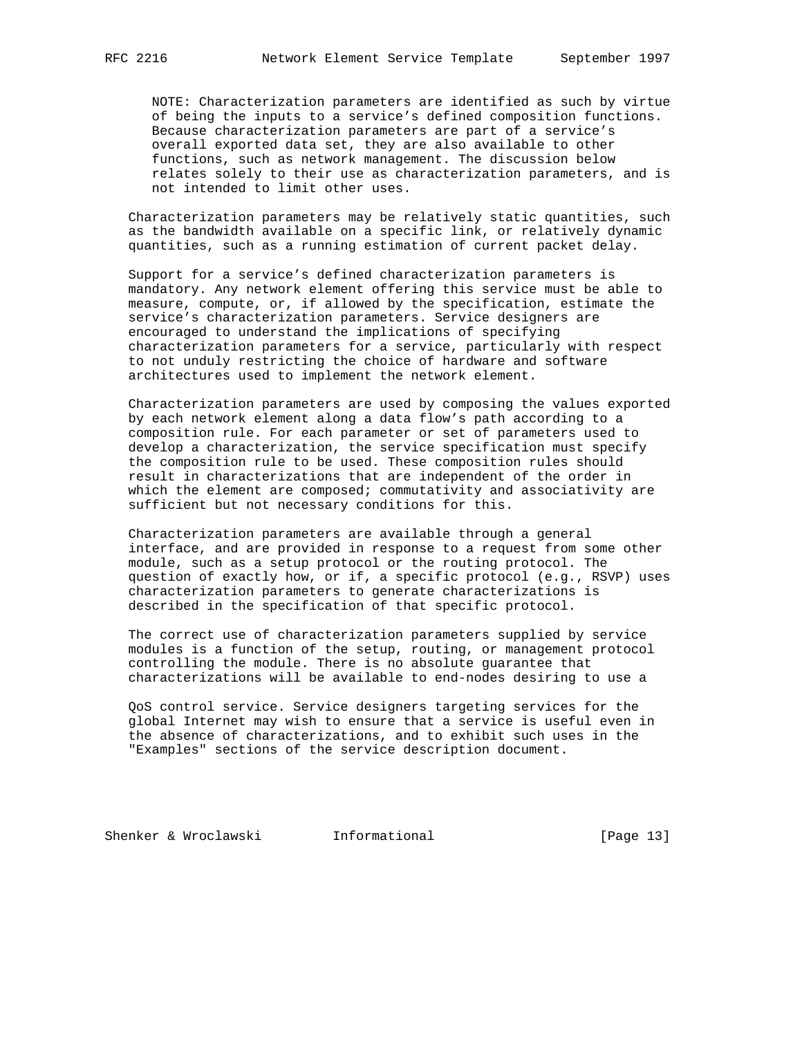NOTE: Characterization parameters are identified as such by virtue of being the inputs to a service's defined composition functions. Because characterization parameters are part of a service's overall exported data set, they are also available to other functions, such as network management. The discussion below relates solely to their use as characterization parameters, and is not intended to limit other uses.

Characterization parameters may be relatively static quantities, such as the bandwidth available on a specific link, or relatively dynamic quantities, such as a running estimation of current packet delay.

Support for a service's defined characterization parameters is mandatory. Any network element offering this service must be able to measure, compute, or, if allowed by the specification, estimate the service's characterization parameters. Service designers are encouraged to understand the implications of specifying characterization parameters for a service, particularly with respect to not unduly restricting the choice of hardware and software architectures used to implement the network element.

Characterization parameters are used by composing the values exported by each network element along a data flow's path according to a composition rule. For each parameter or set of parameters used to develop a characterization, the service specification must specify the composition rule to be used. These composition rules should result in characterizations that are independent of the order in which the element are composed; commutativity and associativity are sufficient but not necessary conditions for this.

Characterization parameters are available through a general interface, and are provided in response to a request from some other module, such as a setup protocol or the routing protocol. The question of exactly how, or if, a specific protocol (e.g., RSVP) uses characterization parameters to generate characterizations is described in the specification of that specific protocol.

The correct use of characterization parameters supplied by service modules is a function of the setup, routing, or management protocol controlling the module. There is no absolute guarantee that characterizations will be available to end-nodes desiring to use a QoS control service. Service designers targeting services for the global Internet may wish to ensure that a service is useful even in the absence of characterizations, and to exhibit such uses in the "Examples" sections of the service description document.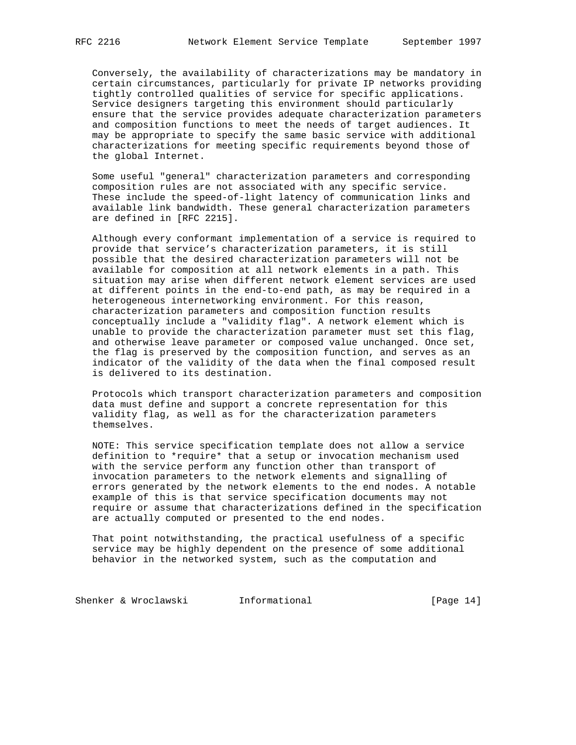Conversely, the availability of characterizations may be mandatory in certain circumstances, particularly for private IP networks providing tightly controlled qualities of service for specific applications. Service designers targeting this environment should particularly ensure that the service provides adequate characterization parameters and composition functions to meet the needs of target audiences. It may be appropriate to specify the same basic service with additional characterizations for meeting specific requirements beyond those of the global Internet.

Some useful "general" characterization parameters and corresponding composition rules are not associated with any specific service. These include the speed-of-light latency of communication links and available link bandwidth. These general characterization parameters are defined in [RFC 2215].

Although every conformant implementation of a service is required to provide that service's characterization parameters, it is still possible that the desired characterization parameters will not be available for composition at all network elements in a path. This situation may arise when different network element services are used at different points in the end-to-end path, as may be required in a heterogeneous internetworking environment. For this reason, characterization parameters and composition function results conceptually include a "validity flag". A network element which is unable to provide the characterization parameter must set this flag, and otherwise leave parameter or composed value unchanged. Once set, the flag is preserved by the composition function, and serves as an indicator of the validity of the data when the final composed result is delivered to its destination.

Protocols which transport characterization parameters and composition data must define and support a concrete representation for this validity flag, as well as for the characterization parameters themselves.

NOTE: This service specification template does not allow a service definition to *require* that a setup or invocation mechanism used with the service perform any function other than transport of invocation parameters to the network elements and signalling of errors generated by the network elements to the end nodes. A notable example of this is that service specification documents may not require or assume that characterizations defined in the specification are actually computed or presented to the end nodes.

That point notwithstanding, the practical usefulness of a specific service may be highly dependent on the presence of some additional behavior in the networked system, such as the computation and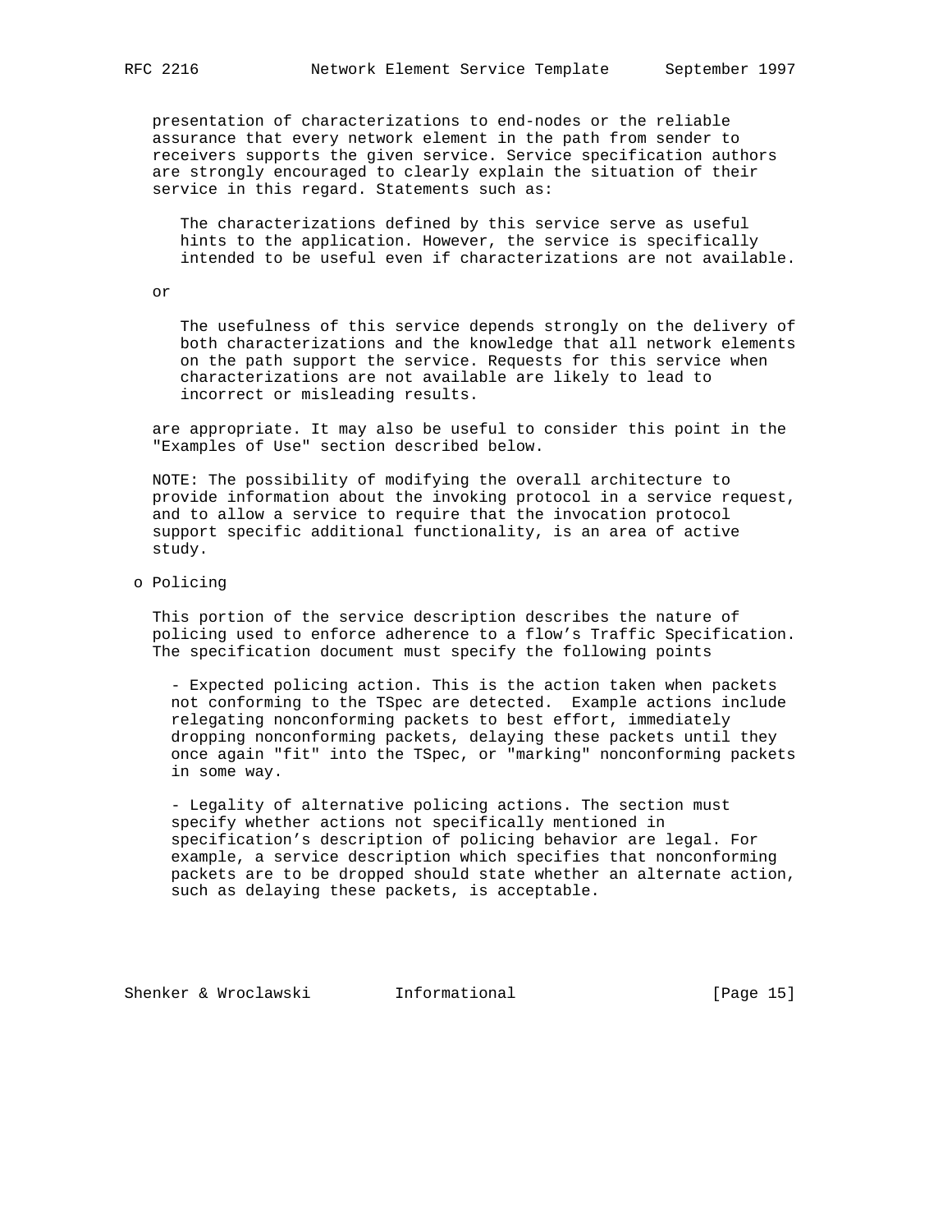presentation of characterizations to end-nodes or the reliable assurance that every network element in the path from sender to receivers supports the given service. Service specification authors are strongly encouraged to clearly explain the situation of their service in this regard. Statements such as:

> The characterizations defined by this service serve as useful hints to the application. However, the service is specifically intended to be useful even if characterizations are not available.

or

> The usefulness of this service depends strongly on the delivery of both characterizations and the knowledge that all network elements on the path support the service. Requests for this service when characterizations are not available are likely to lead to incorrect or misleading results.

are appropriate. It may also be useful to consider this point in the "Examples of Use" section described below.

NOTE: The possibility of modifying the overall architecture to provide information about the invoking protocol in a service request, and to allow a service to require that the invocation protocol support specific additional functionality, is an area of active study.

- Policing

  This portion of the service description describes the nature of policing used to enforce adherence to a flow's Traffic Specification. The specification document must specify the following points

  - Expected policing action. This is the action taken when packets not conforming to the TSpec are detected. Example actions include relegating nonconforming packets to best effort, immediately dropping nonconforming packets, delaying these packets until they once again "fit" into the TSpec, or "marking" nonconforming packets in some way.

  - Legality of alternative policing actions. The section must specify whether actions not specifically mentioned in specification's description of policing behavior are legal. For example, a service description which specifies that nonconforming packets are to be dropped should state whether an alternate action, such as delaying these packets, is acceptable.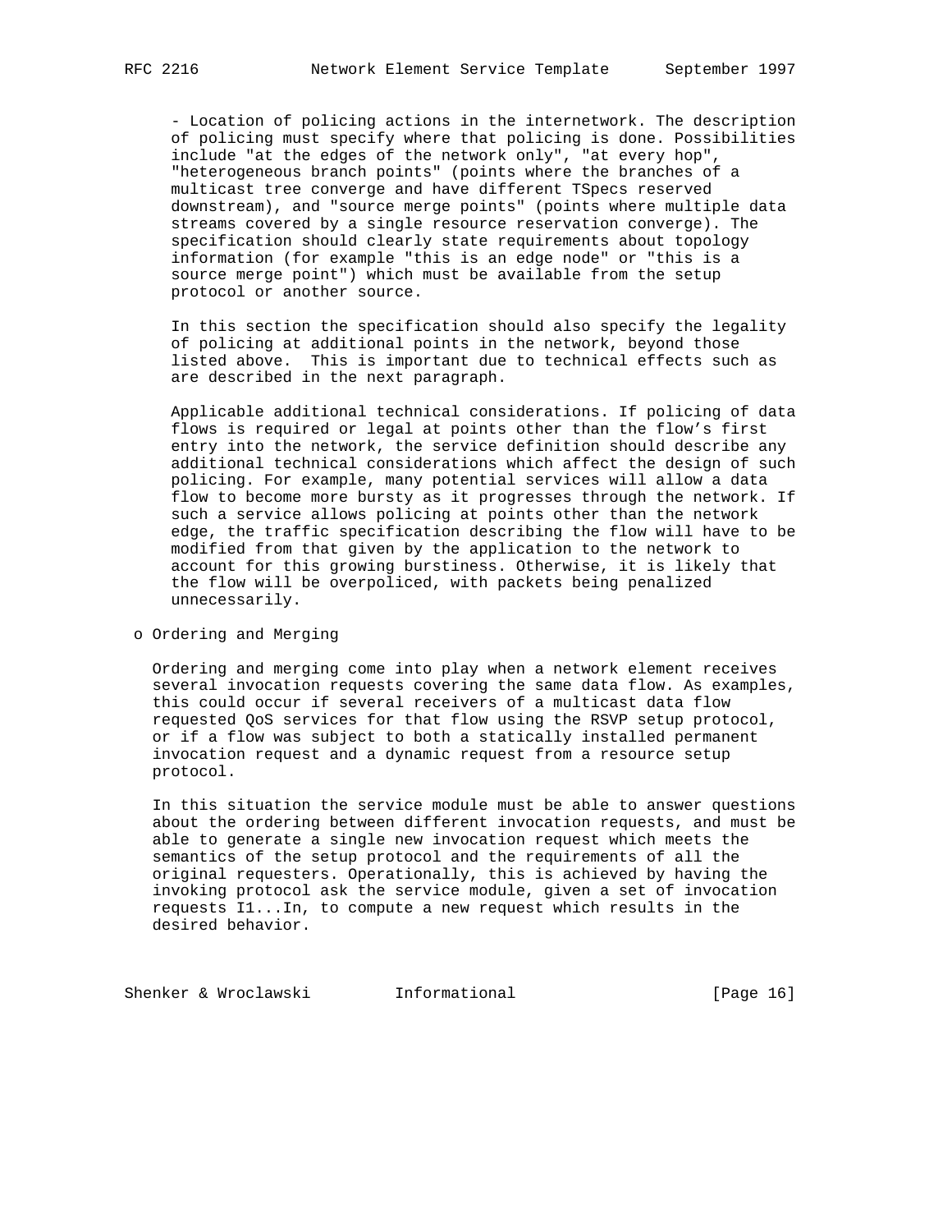- Location of policing actions in the internetwork. The description of policing must specify where that policing is done. Possibilities include "at the edges of the network only", "at every hop", "heterogeneous branch points" (points where the branches of a multicast tree converge and have different TSpecs reserved downstream), and "source merge points" (points where multiple data streams covered by a single resource reservation converge). The specification should clearly state requirements about topology information (for example "this is an edge node" or "this is a source merge point") which must be available from the setup protocol or another source.

  In this section the specification should also specify the legality of policing at additional points in the network, beyond those listed above. This is important due to technical effects such as are described in the next paragraph.

  Applicable additional technical considerations. If policing of data flows is required or legal at points other than the flow's first entry into the network, the service definition should describe any additional technical considerations which affect the design of such policing. For example, many potential services will allow a data flow to become more bursty as it progresses through the network. If such a service allows policing at points other than the network edge, the traffic specification describing the flow will have to be modified from that given by the application to the network to account for this growing burstiness. Otherwise, it is likely that the flow will be overpoliced, with packets being penalized unnecessarily.

- Ordering and Merging

  Ordering and merging come into play when a network element receives several invocation requests covering the same data flow. As examples, this could occur if several receivers of a multicast data flow requested QoS services for that flow using the RSVP setup protocol, or if a flow was subject to both a statically installed permanent invocation request and a dynamic request from a resource setup protocol.

  In this situation the service module must be able to answer questions about the ordering between different invocation requests, and must be able to generate a single new invocation request which meets the semantics of the setup protocol and the requirements of all the original requesters. Operationally, this is achieved by having the invoking protocol ask the service module, given a set of invocation requests I1...In, to compute a new request which results in the desired behavior.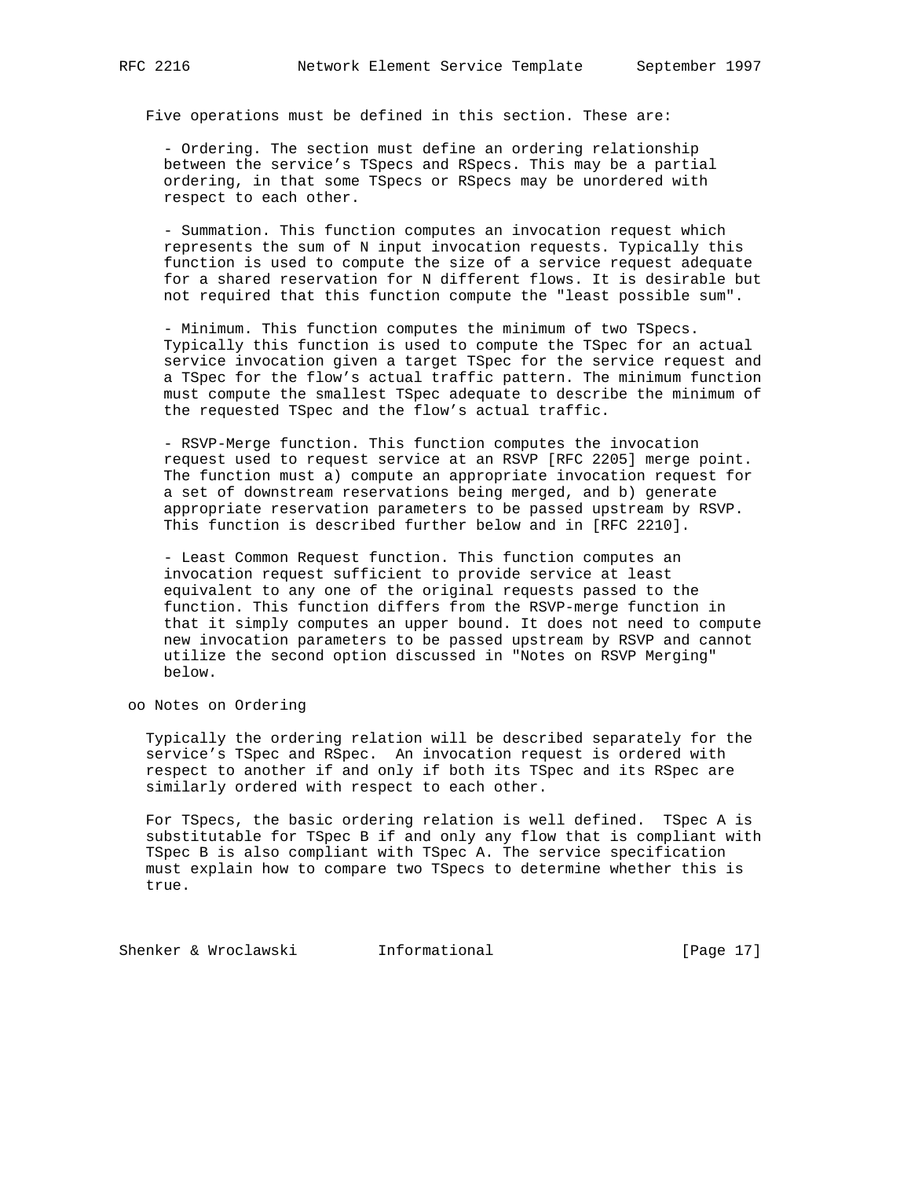Five operations must be defined in this section. These are:

- Ordering. The section must define an ordering relationship between the service's TSpecs and RSpecs. This may be a partial ordering, in that some TSpecs or RSpecs may be unordered with respect to each other.

- Summation. This function computes an invocation request which represents the sum of N input invocation requests. Typically this function is used to compute the size of a service request adequate for a shared reservation for N different flows. It is desirable but not required that this function compute the "least possible sum".

- Minimum. This function computes the minimum of two TSpecs. Typically this function is used to compute the TSpec for an actual service invocation given a target TSpec for the service request and a TSpec for the flow's actual traffic pattern. The minimum function must compute the smallest TSpec adequate to describe the minimum of the requested TSpec and the flow's actual traffic.

- RSVP-Merge function. This function computes the invocation request used to request service at an RSVP [RFC 2205] merge point. The function must a) compute an appropriate invocation request for a set of downstream reservations being merged, and b) generate appropriate reservation parameters to be passed upstream by RSVP. This function is described further below and in [RFC 2210].

- Least Common Request function. This function computes an invocation request sufficient to provide service at least equivalent to any one of the original requests passed to the function. This function differs from the RSVP-merge function in that it simply computes an upper bound. It does not need to compute new invocation parameters to be passed upstream by RSVP and cannot utilize the second option discussed in "Notes on RSVP Merging" below.

oo Notes on Ordering

Typically the ordering relation will be described separately for the service's TSpec and RSpec. An invocation request is ordered with respect to another if and only if both its TSpec and its RSpec are similarly ordered with respect to each other.

For TSpecs, the basic ordering relation is well defined. TSpec A is substitutable for TSpec B if and only any flow that is compliant with TSpec B is also compliant with TSpec A. The service specification must explain how to compare two TSpecs to determine whether this is true.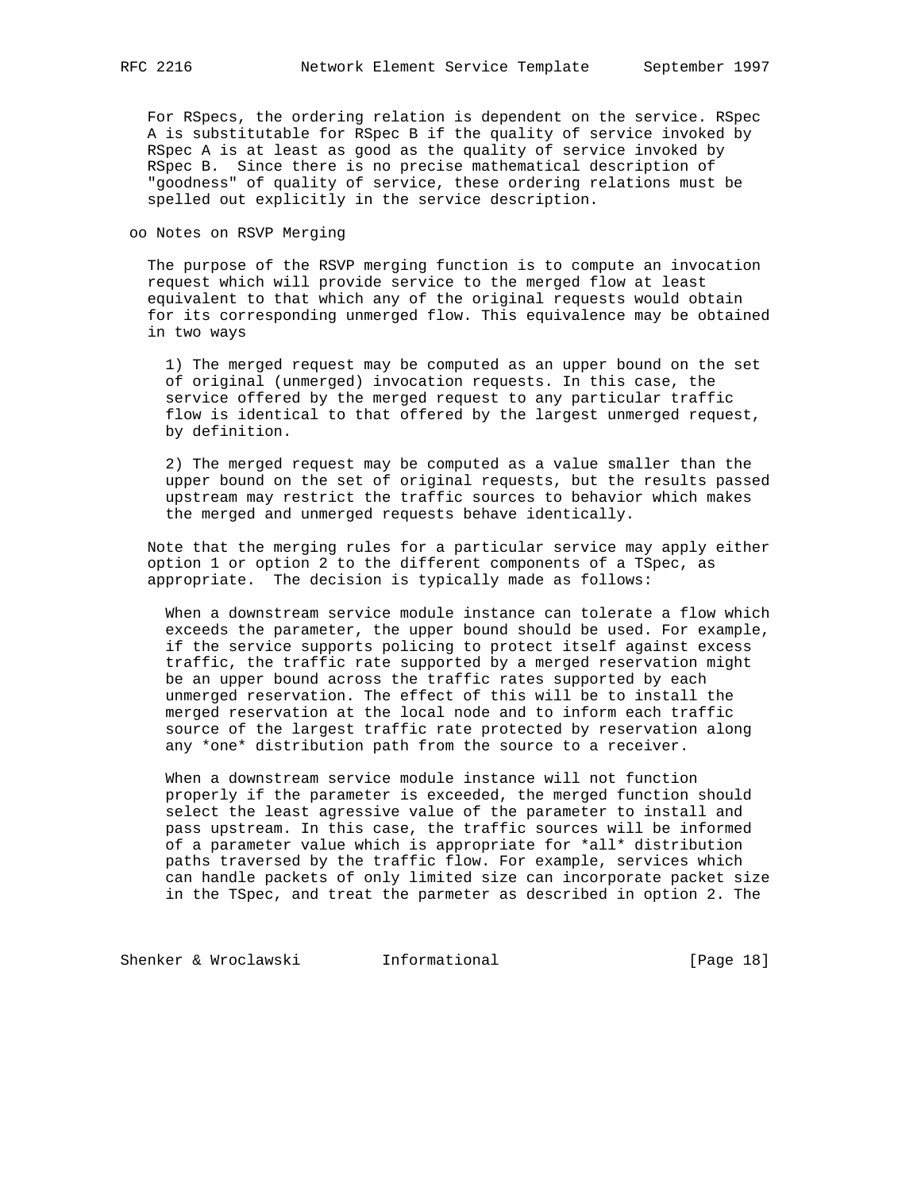For RSpecs, the ordering relation is dependent on the service. RSpec A is substitutable for RSpec B if the quality of service invoked by RSpec A is at least as good as the quality of service invoked by RSpec B. Since there is no precise mathematical description of "goodness" of quality of service, these ordering relations must be spelled out explicitly in the service description.

oo Notes on RSVP Merging

The purpose of the RSVP merging function is to compute an invocation request which will provide service to the merged flow at least equivalent to that which any of the original requests would obtain for its corresponding unmerged flow. This equivalence may be obtained in two ways

1) The merged request may be computed as an upper bound on the set of original (unmerged) invocation requests. In this case, the service offered by the merged request to any particular traffic flow is identical to that offered by the largest unmerged request, by definition.

2) The merged request may be computed as a value smaller than the upper bound on the set of original requests, but the results passed upstream may restrict the traffic sources to behavior which makes the merged and unmerged requests behave identically.

Note that the merging rules for a particular service may apply either option 1 or option 2 to the different components of a TSpec, as appropriate. The decision is typically made as follows:

When a downstream service module instance can tolerate a flow which exceeds the parameter, the upper bound should be used. For example, if the service supports policing to protect itself against excess traffic, the traffic rate supported by a merged reservation might be an upper bound across the traffic rates supported by each unmerged reservation. The effect of this will be to install the merged reservation at the local node and to inform each traffic source of the largest traffic rate protected by reservation along any *one* distribution path from the source to a receiver.

When a downstream service module instance will not function properly if the parameter is exceeded, the merged function should select the least agressive value of the parameter to install and pass upstream. In this case, the traffic sources will be informed of a parameter value which is appropriate for *all* distribution paths traversed by the traffic flow. For example, services which can handle packets of only limited size can incorporate packet size in the TSpec, and treat the parmeter as described in option 2. The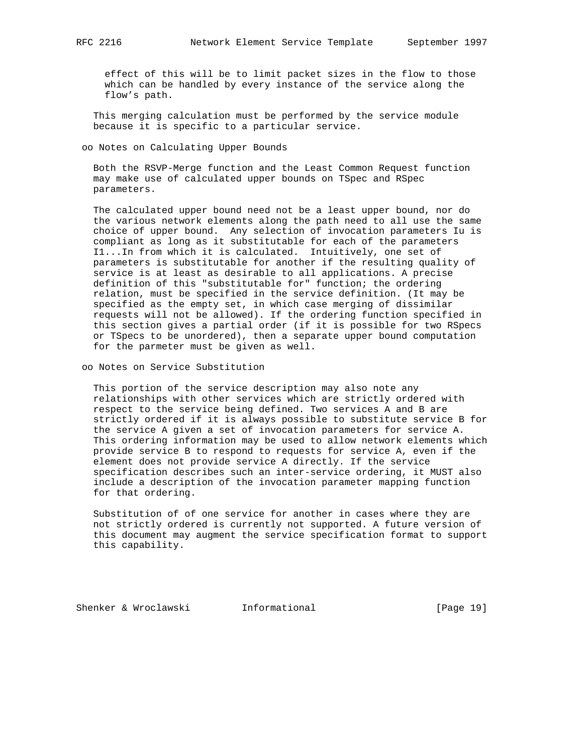effect of this will be to limit packet sizes in the flow to those which can be handled by every instance of the service along the flow's path.

This merging calculation must be performed by the service module because it is specific to a particular service.

oo Notes on Calculating Upper Bounds

Both the RSVP-Merge function and the Least Common Request function may make use of calculated upper bounds on TSpec and RSpec parameters.

The calculated upper bound need not be a least upper bound, nor do the various network elements along the path need to all use the same choice of upper bound. Any selection of invocation parameters Iu is compliant as long as it substitutable for each of the parameters I1...In from which it is calculated. Intuitively, one set of parameters is substitutable for another if the resulting quality of service is at least as desirable to all applications. A precise definition of this "substitutable for" function; the ordering relation, must be specified in the service definition. (It may be specified as the empty set, in which case merging of dissimilar requests will not be allowed). If the ordering function specified in this section gives a partial order (if it is possible for two RSpecs or TSpecs to be unordered), then a separate upper bound computation for the parmeter must be given as well.

oo Notes on Service Substitution

This portion of the service description may also note any relationships with other services which are strictly ordered with respect to the service being defined. Two services A and B are strictly ordered if it is always possible to substitute service B for the service A given a set of invocation parameters for service A. This ordering information may be used to allow network elements which provide service B to respond to requests for service A, even if the element does not provide service A directly. If the service specification describes such an inter-service ordering, it MUST also include a description of the invocation parameter mapping function for that ordering.

Substitution of of one service for another in cases where they are not strictly ordered is currently not supported. A future version of this document may augment the service specification format to support this capability.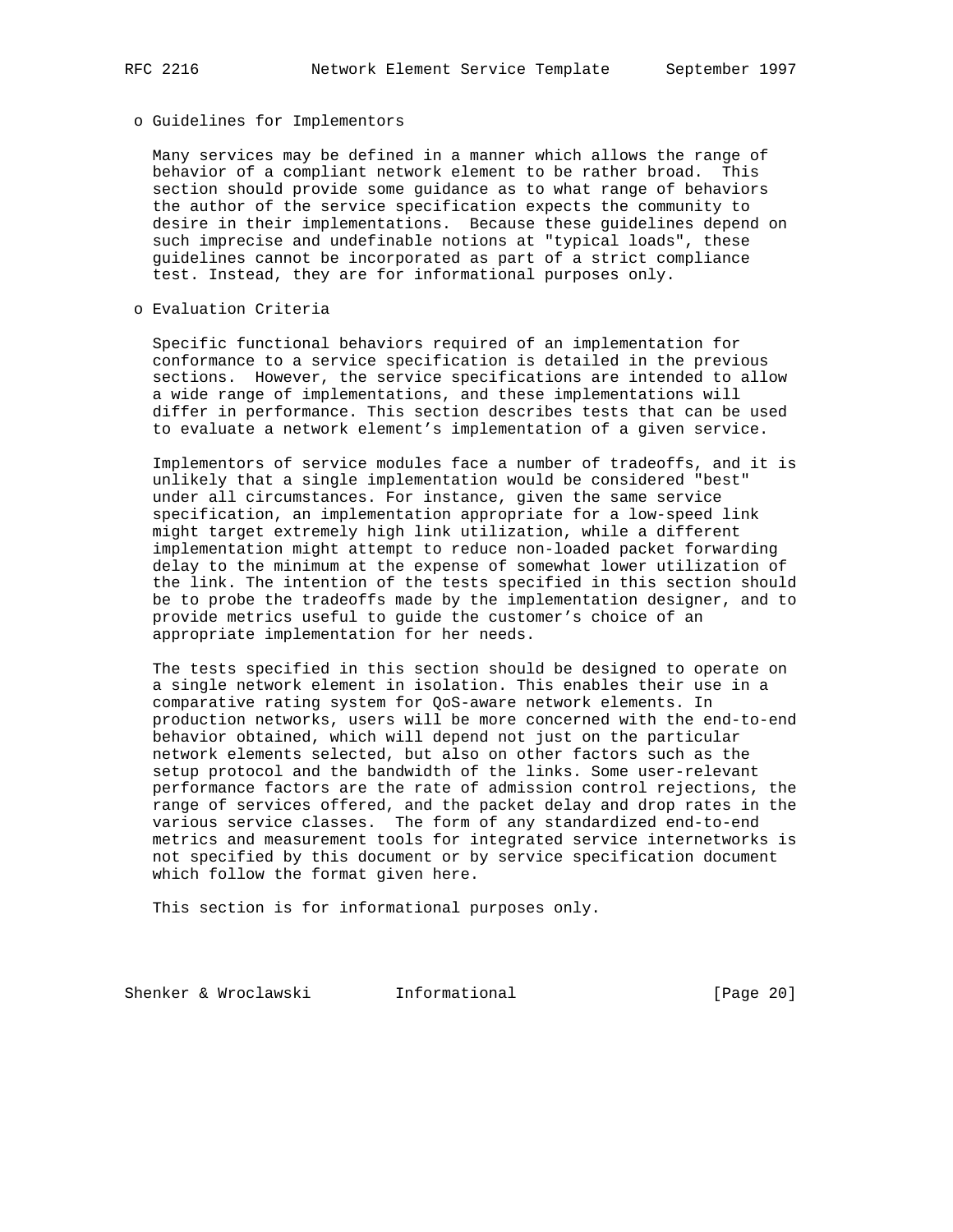o Guidelines for Implementors

Many services may be defined in a manner which allows the range of behavior of a compliant network element to be rather broad. This section should provide some guidance as to what range of behaviors the author of the service specification expects the community to desire in their implementations. Because these guidelines depend on such imprecise and undefinable notions at "typical loads", these guidelines cannot be incorporated as part of a strict compliance test. Instead, they are for informational purposes only.

o Evaluation Criteria

Specific functional behaviors required of an implementation for conformance to a service specification is detailed in the previous sections. However, the service specifications are intended to allow a wide range of implementations, and these implementations will differ in performance. This section describes tests that can be used to evaluate a network element's implementation of a given service.

Implementors of service modules face a number of tradeoffs, and it is unlikely that a single implementation would be considered "best" under all circumstances. For instance, given the same service specification, an implementation appropriate for a low-speed link might target extremely high link utilization, while a different implementation might attempt to reduce non-loaded packet forwarding delay to the minimum at the expense of somewhat lower utilization of the link. The intention of the tests specified in this section should be to probe the tradeoffs made by the implementation designer, and to provide metrics useful to guide the customer's choice of an appropriate implementation for her needs.

The tests specified in this section should be designed to operate on a single network element in isolation. This enables their use in a comparative rating system for QoS-aware network elements. In production networks, users will be more concerned with the end-to-end behavior obtained, which will depend not just on the particular network elements selected, but also on other factors such as the setup protocol and the bandwidth of the links. Some user-relevant performance factors are the rate of admission control rejections, the range of services offered, and the packet delay and drop rates in the various service classes. The form of any standardized end-to-end metrics and measurement tools for integrated service internetworks is not specified by this document or by service specification document which follow the format given here.

This section is for informational purposes only.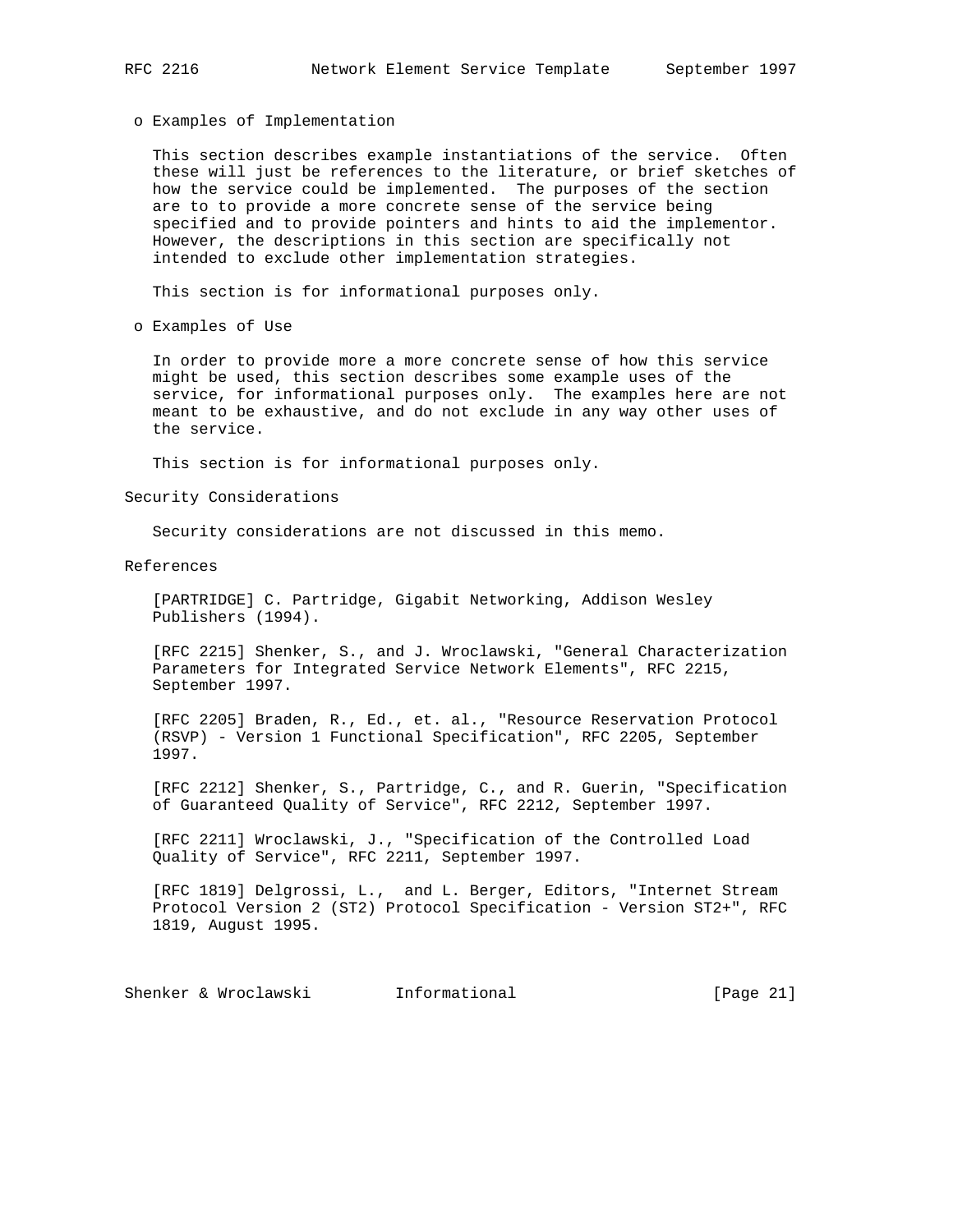- o Examples of Implementation

  This section describes example instantiations of the service. Often these will just be references to the literature, or brief sketches of how the service could be implemented. The purposes of the section are to to provide a more concrete sense of the service being specified and to provide pointers and hints to aid the implementor. However, the descriptions in this section are specifically not intended to exclude other implementation strategies.

  This section is for informational purposes only.

- o Examples of Use

  In order to provide more a more concrete sense of how this service might be used, this section describes some example uses of the service, for informational purposes only. The examples here are not meant to be exhaustive, and do not exclude in any way other uses of the service.

  This section is for informational purposes only.

## Security Considerations

Security considerations are not discussed in this memo.

## References

[PARTRIDGE] C. Partridge, Gigabit Networking, Addison Wesley Publishers (1994).

[RFC 2215] Shenker, S., and J. Wroclawski, "General Characterization Parameters for Integrated Service Network Elements", RFC 2215, September 1997.

[RFC 2205] Braden, R., Ed., et. al., "Resource Reservation Protocol (RSVP) - Version 1 Functional Specification", RFC 2205, September 1997.

[RFC 2212] Shenker, S., Partridge, C., and R. Guerin, "Specification of Guaranteed Quality of Service", RFC 2212, September 1997.

[RFC 2211] Wroclawski, J., "Specification of the Controlled Load Quality of Service", RFC 2211, September 1997.

[RFC 1819] Delgrossi, L., and L. Berger, Editors, "Internet Stream Protocol Version 2 (ST2) Protocol Specification - Version ST2+", RFC 1819, August 1995.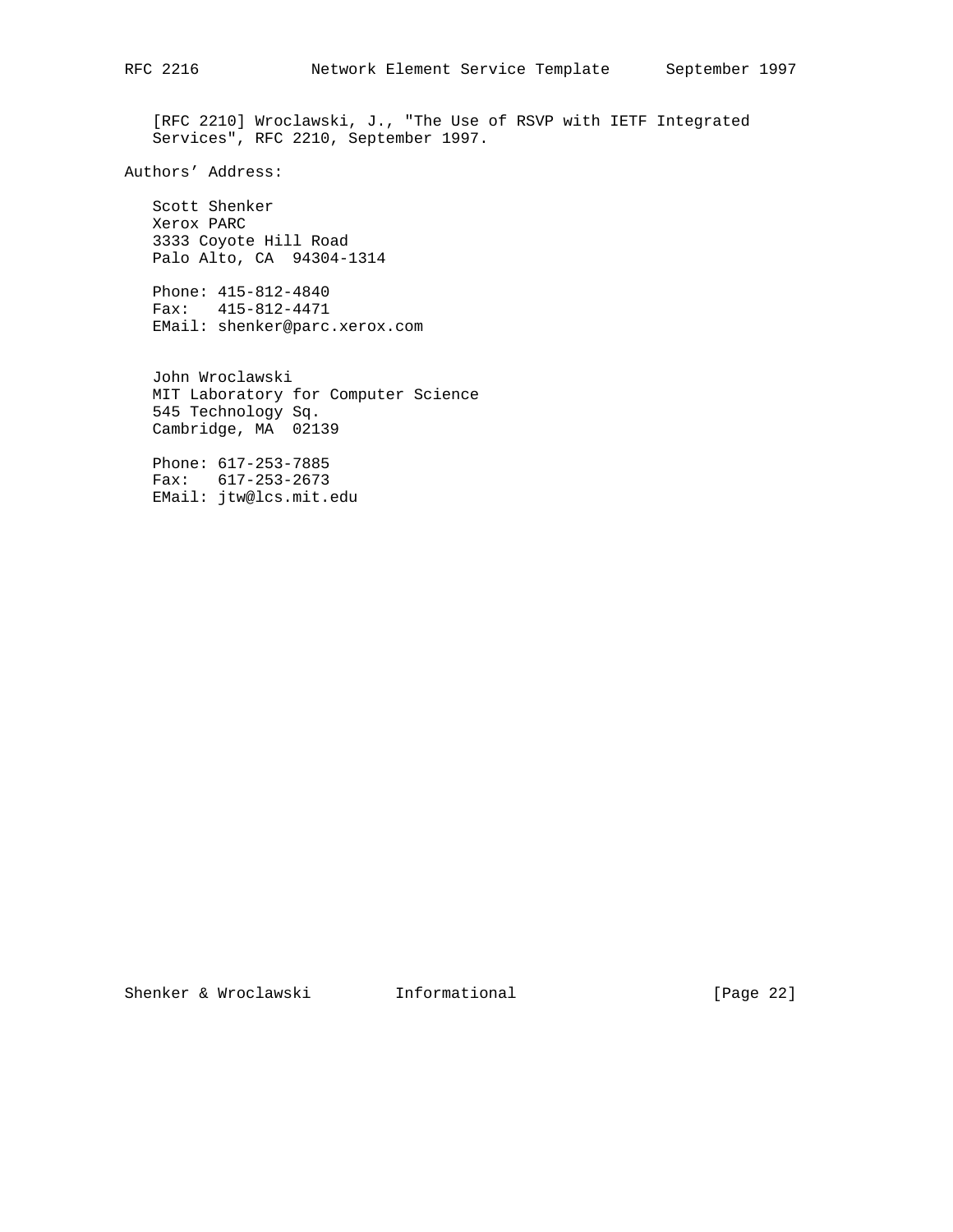[RFC 2210] Wroclawski, J., "The Use of RSVP with IETF Integrated Services", RFC 2210, September 1997.

## Authors' Address:

Scott Shenker
Xerox PARC
3333 Coyote Hill Road
Palo Alto, CA 94304-1314

Phone: 415-812-4840
Fax: 415-812-4471
EMail: shenker@parc.xerox.com

John Wroclawski
MIT Laboratory for Computer Science
545 Technology Sq.
Cambridge, MA 02139

Phone: 617-253-7885
Fax: 617-253-2673
EMail: jtw@lcs.mit.edu